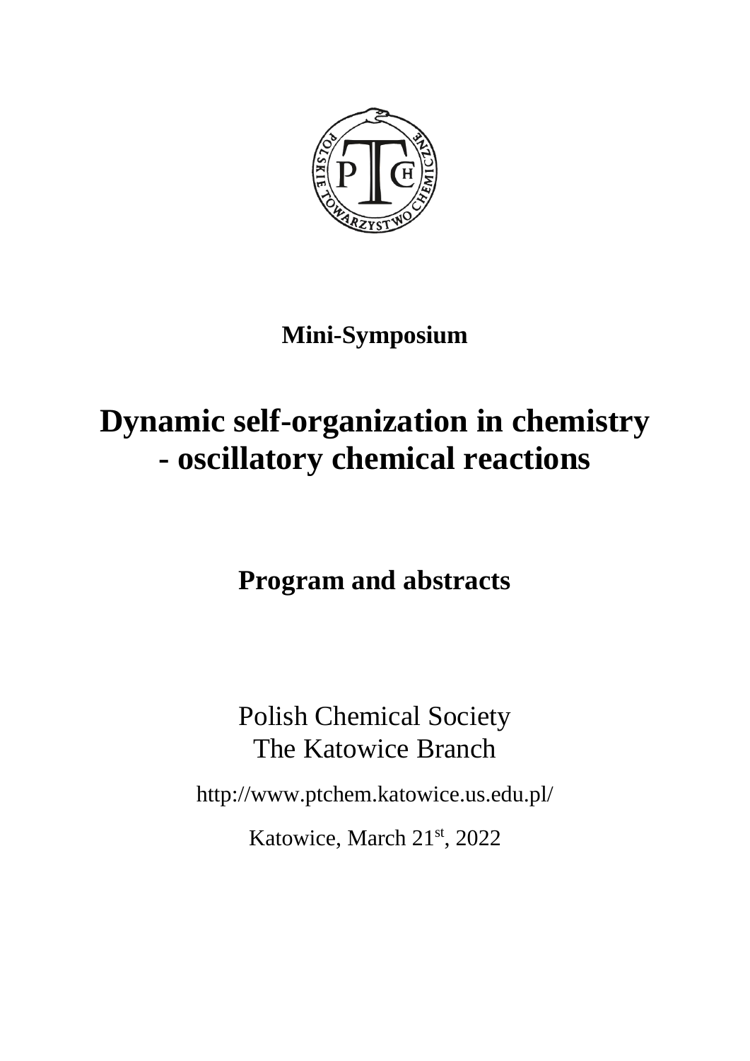**Mini-Symposium**

# Dynamic self-organization in chemistry - oscillatory chemical reactions

## Program and abstracts

Polish Chemical Society
The Katowice Branch

http://www.ptchem.katowice.us.edu.pl/

Katowice, March 21st, 2022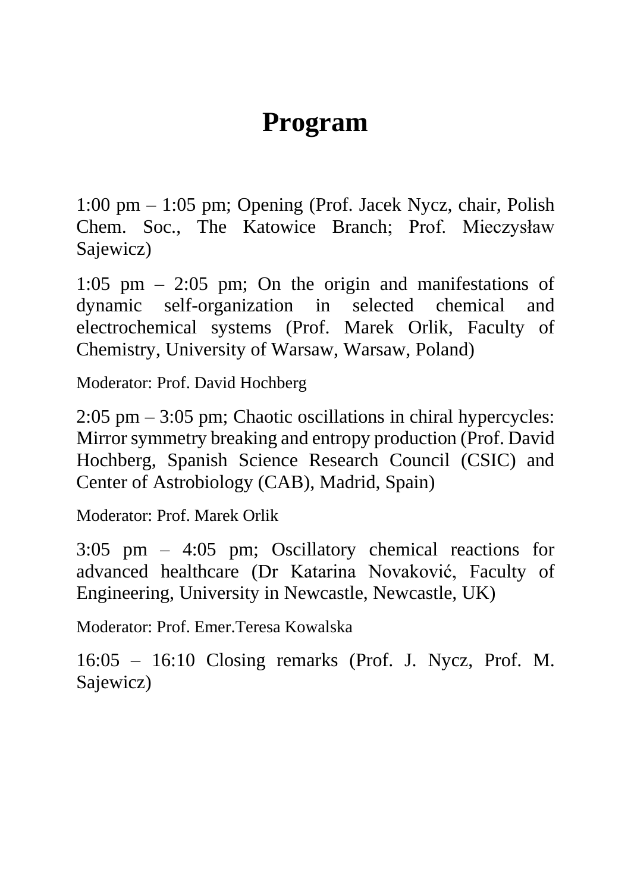# Program

1:00 pm – 1:05 pm; Opening (Prof. Jacek Nycz, chair, Polish Chem. Soc., The Katowice Branch; Prof. Mieczysław Sajewicz)

1:05 pm – 2:05 pm; On the origin and manifestations of dynamic self-organization in selected chemical and electrochemical systems (Prof. Marek Orlik, Faculty of Chemistry, University of Warsaw, Warsaw, Poland)

Moderator: Prof. David Hochberg

2:05 pm – 3:05 pm; Chaotic oscillations in chiral hypercycles: Mirror symmetry breaking and entropy production (Prof. David Hochberg, Spanish Science Research Council (CSIC) and Center of Astrobiology (CAB), Madrid, Spain)

Moderator: Prof. Marek Orlik

3:05 pm – 4:05 pm; Oscillatory chemical reactions for advanced healthcare (Dr Katarina Novaković, Faculty of Engineering, University in Newcastle, Newcastle, UK)

Moderator: Prof. Emer.Teresa Kowalska

16:05 – 16:10 Closing remarks (Prof. J. Nycz, Prof. M. Sajewicz)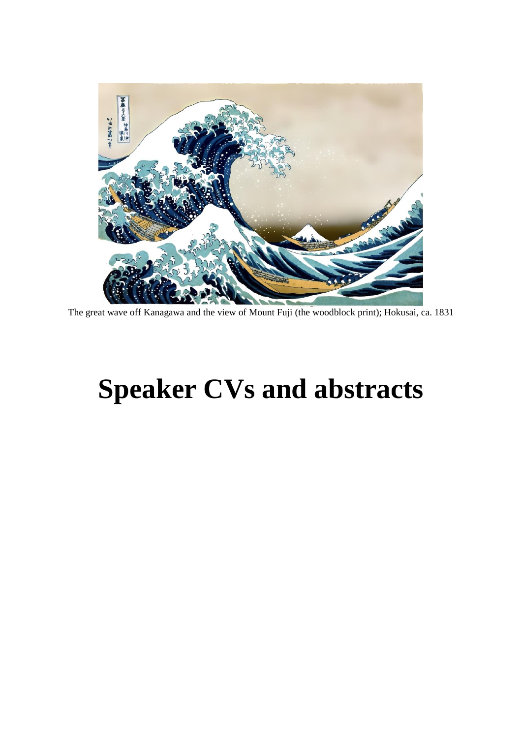The great wave off Kanagawa and the view of Mount Fuji (the woodblock print); Hokusai, ca. 1831

# Speaker CVs and abstracts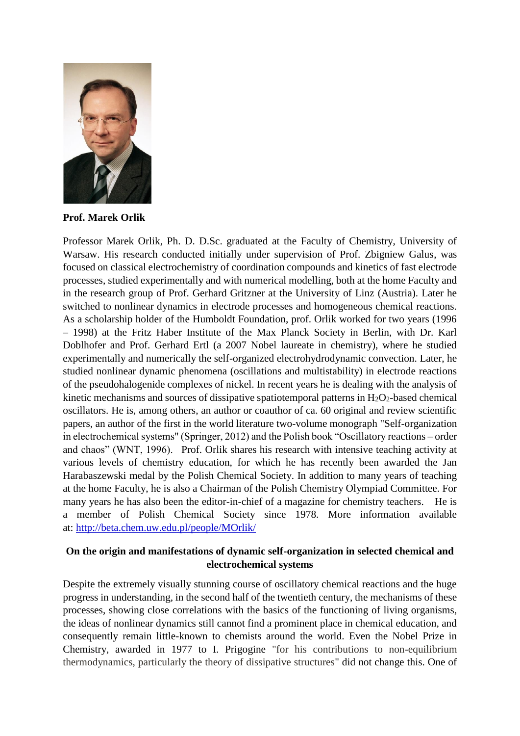**Prof. Marek Orlik**

Professor Marek Orlik, Ph. D. D.Sc. graduated at the Faculty of Chemistry, University of Warsaw. His research conducted initially under supervision of Prof. Zbigniew Galus, was focused on classical electrochemistry of coordination compounds and kinetics of fast electrode processes, studied experimentally and with numerical modelling, both at the home Faculty and in the research group of Prof. Gerhard Gritzner at the University of Linz (Austria). Later he switched to nonlinear dynamics in electrode processes and homogeneous chemical reactions. As a scholarship holder of the Humboldt Foundation, prof. Orlik worked for two years (1996 – 1998) at the Fritz Haber Institute of the Max Planck Society in Berlin, with Dr. Karl Doblhofer and Prof. Gerhard Ertl (a 2007 Nobel laureate in chemistry), where he studied experimentally and numerically the self-organized electrohydrodynamic convection. Later, he studied nonlinear dynamic phenomena (oscillations and multistability) in electrode reactions of the pseudohalogenide complexes of nickel. In recent years he is dealing with the analysis of kinetic mechanisms and sources of dissipative spatiotemporal patterns in $H_2O_2$-based chemical oscillators. He is, among others, an author or coauthor of ca. 60 original and review scientific papers, an author of the first in the world literature two-volume monograph "Self-organization in electrochemical systems" (Springer, 2012) and the Polish book "Oscillatory reactions – order and chaos" (WNT, 1996). Prof. Orlik shares his research with intensive teaching activity at various levels of chemistry education, for which he has recently been awarded the Jan Harabaszewski medal by the Polish Chemical Society. In addition to many years of teaching at the home Faculty, he is also a Chairman of the Polish Chemistry Olympiad Committee. For many years he has also been the editor-in-chief of a magazine for chemistry teachers. He is a member of Polish Chemical Society since 1978. More information available at: http://beta.chem.uw.edu.pl/people/MOrlik/

## On the origin and manifestations of dynamic self-organization in selected chemical and electrochemical systems

Despite the extremely visually stunning course of oscillatory chemical reactions and the huge progress in understanding, in the second half of the twentieth century, the mechanisms of these processes, showing close correlations with the basics of the functioning of living organisms, the ideas of nonlinear dynamics still cannot find a prominent place in chemical education, and consequently remain little-known to chemists around the world. Even the Nobel Prize in Chemistry, awarded in 1977 to I. Prigogine "for his contributions to non-equilibrium thermodynamics, particularly the theory of dissipative structures" did not change this. One of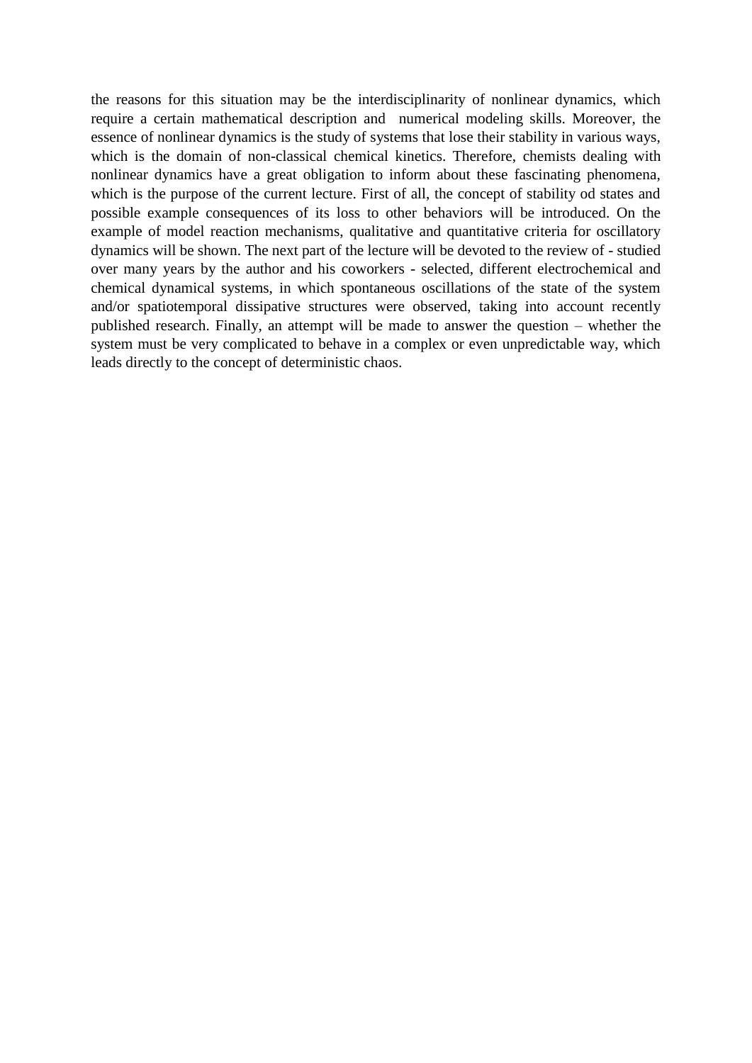the reasons for this situation may be the interdisciplinarity of nonlinear dynamics, which require a certain mathematical description and numerical modeling skills. Moreover, the essence of nonlinear dynamics is the study of systems that lose their stability in various ways, which is the domain of non-classical chemical kinetics. Therefore, chemists dealing with nonlinear dynamics have a great obligation to inform about these fascinating phenomena, which is the purpose of the current lecture. First of all, the concept of stability od states and possible example consequences of its loss to other behaviors will be introduced. On the example of model reaction mechanisms, qualitative and quantitative criteria for oscillatory dynamics will be shown. The next part of the lecture will be devoted to the review of - studied over many years by the author and his coworkers - selected, different electrochemical and chemical dynamical systems, in which spontaneous oscillations of the state of the system and/or spatiotemporal dissipative structures were observed, taking into account recently published research. Finally, an attempt will be made to answer the question – whether the system must be very complicated to behave in a complex or even unpredictable way, which leads directly to the concept of deterministic chaos.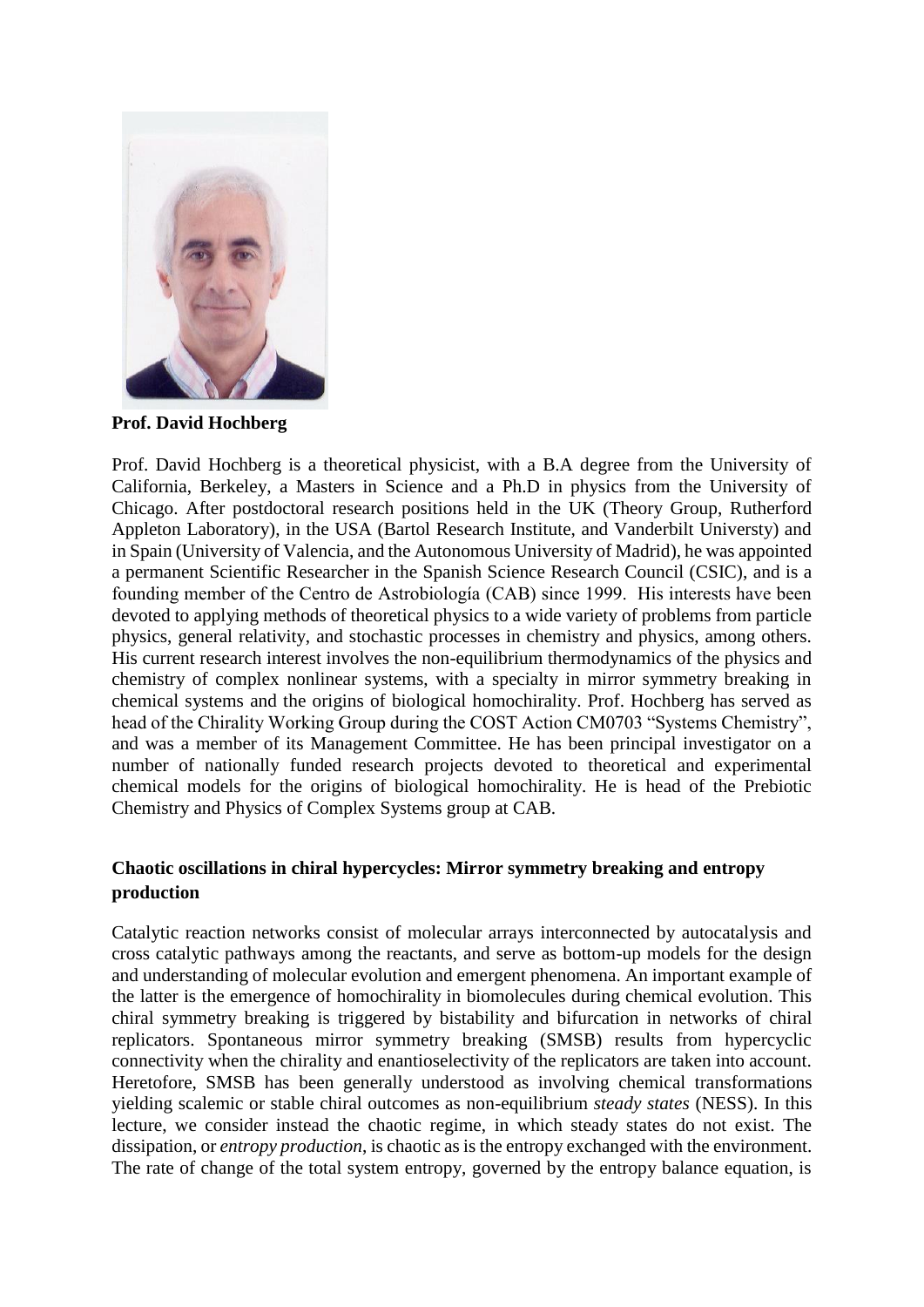**Prof. David Hochberg**

Prof. David Hochberg is a theoretical physicist, with a B.A degree from the University of California, Berkeley, a Masters in Science and a Ph.D in physics from the University of Chicago. After postdoctoral research positions held in the UK (Theory Group, Rutherford Appleton Laboratory), in the USA (Bartol Research Institute, and Vanderbilt Universty) and in Spain (University of Valencia, and the Autonomous University of Madrid), he was appointed a permanent Scientific Researcher in the Spanish Science Research Council (CSIC), and is a founding member of the Centro de Astrobiología (CAB) since 1999. His interests have been devoted to applying methods of theoretical physics to a wide variety of problems from particle physics, general relativity, and stochastic processes in chemistry and physics, among others. His current research interest involves the non-equilibrium thermodynamics of the physics and chemistry of complex nonlinear systems, with a specialty in mirror symmetry breaking in chemical systems and the origins of biological homochirality. Prof. Hochberg has served as head of the Chirality Working Group during the COST Action CM0703 "Systems Chemistry", and was a member of its Management Committee. He has been principal investigator on a number of nationally funded research projects devoted to theoretical and experimental chemical models for the origins of biological homochirality. He is head of the Prebiotic Chemistry and Physics of Complex Systems group at CAB.

### Chaotic oscillations in chiral hypercycles: Mirror symmetry breaking and entropy production

Catalytic reaction networks consist of molecular arrays interconnected by autocatalysis and cross catalytic pathways among the reactants, and serve as bottom-up models for the design and understanding of molecular evolution and emergent phenomena. An important example of the latter is the emergence of homochirality in biomolecules during chemical evolution. This chiral symmetry breaking is triggered by bistability and bifurcation in networks of chiral replicators. Spontaneous mirror symmetry breaking (SMSB) results from hypercyclic connectivity when the chirality and enantioselectivity of the replicators are taken into account. Heretofore, SMSB has been generally understood as involving chemical transformations yielding scalemic or stable chiral outcomes as non-equilibrium *steady states* (NESS). In this lecture, we consider instead the chaotic regime, in which steady states do not exist. The dissipation, or *entropy production*, is chaotic as is the entropy exchanged with the environment. The rate of change of the total system entropy, governed by the entropy balance equation, is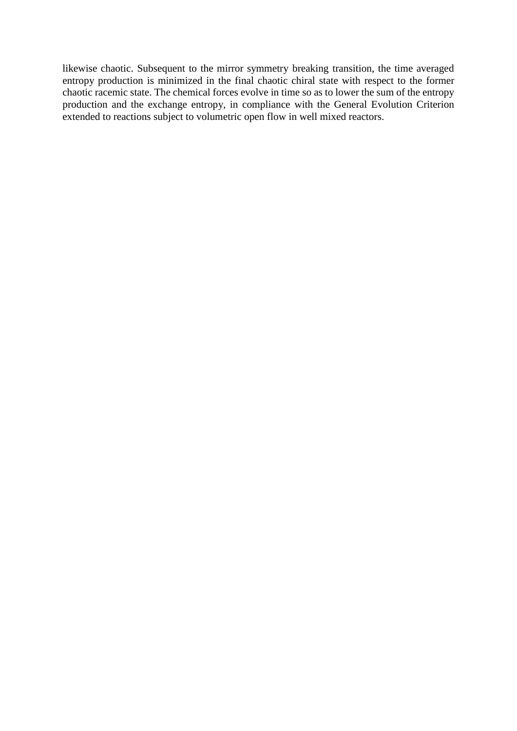likewise chaotic. Subsequent to the mirror symmetry breaking transition, the time averaged entropy production is minimized in the final chaotic chiral state with respect to the former chaotic racemic state. The chemical forces evolve in time so as to lower the sum of the entropy production and the exchange entropy, in compliance with the General Evolution Criterion extended to reactions subject to volumetric open flow in well mixed reactors.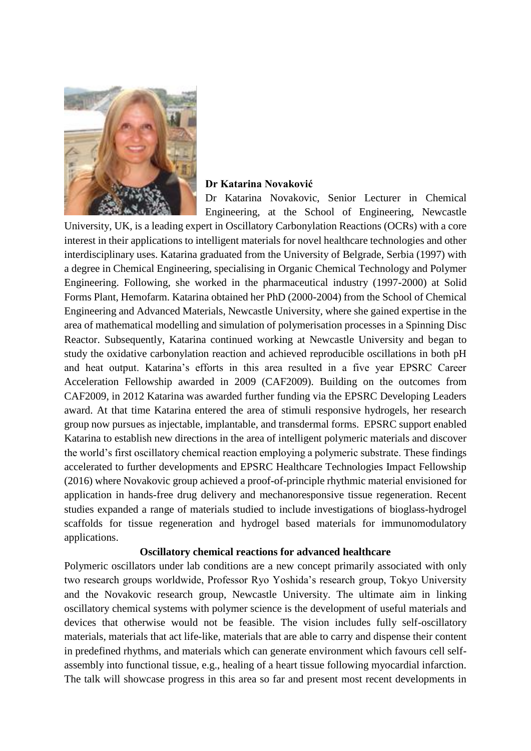**Dr Katarina Novaković**

Dr Katarina Novakovic, Senior Lecturer in Chemical Engineering, at the School of Engineering, Newcastle University, UK, is a leading expert in Oscillatory Carbonylation Reactions (OCRs) with a core interest in their applications to intelligent materials for novel healthcare technologies and other interdisciplinary uses. Katarina graduated from the University of Belgrade, Serbia (1997) with a degree in Chemical Engineering, specialising in Organic Chemical Technology and Polymer Engineering. Following, she worked in the pharmaceutical industry (1997-2000) at Solid Forms Plant, Hemofarm. Katarina obtained her PhD (2000-2004) from the School of Chemical Engineering and Advanced Materials, Newcastle University, where she gained expertise in the area of mathematical modelling and simulation of polymerisation processes in a Spinning Disc Reactor. Subsequently, Katarina continued working at Newcastle University and began to study the oxidative carbonylation reaction and achieved reproducible oscillations in both pH and heat output. Katarina's efforts in this area resulted in a five year EPSRC Career Acceleration Fellowship awarded in 2009 (CAF2009). Building on the outcomes from CAF2009, in 2012 Katarina was awarded further funding via the EPSRC Developing Leaders award. At that time Katarina entered the area of stimuli responsive hydrogels, her research group now pursues as injectable, implantable, and transdermal forms. EPSRC support enabled Katarina to establish new directions in the area of intelligent polymeric materials and discover the world's first oscillatory chemical reaction employing a polymeric substrate. These findings accelerated to further developments and EPSRC Healthcare Technologies Impact Fellowship (2016) where Novakovic group achieved a proof-of-principle rhythmic material envisioned for application in hands-free drug delivery and mechanoresponsive tissue regeneration. Recent studies expanded a range of materials studied to include investigations of bioglass-hydrogel scaffolds for tissue regeneration and hydrogel based materials for immunomodulatory applications.

**Oscillatory chemical reactions for advanced healthcare**

Polymeric oscillators under lab conditions are a new concept primarily associated with only two research groups worldwide, Professor Ryo Yoshida's research group, Tokyo University and the Novakovic research group, Newcastle University. The ultimate aim in linking oscillatory chemical systems with polymer science is the development of useful materials and devices that otherwise would not be feasible. The vision includes fully self-oscillatory materials, materials that act life-like, materials that are able to carry and dispense their content in predefined rhythms, and materials which can generate environment which favours cell self-assembly into functional tissue, e.g., healing of a heart tissue following myocardial infarction. The talk will showcase progress in this area so far and present most recent developments in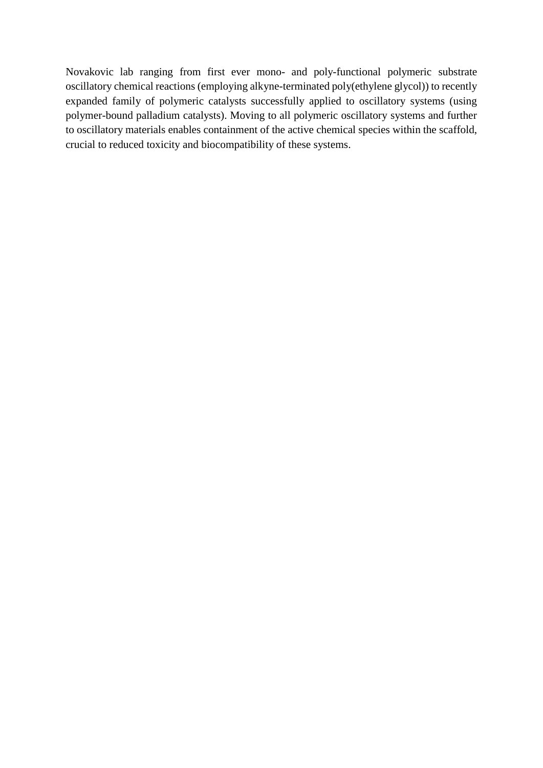Novakovic lab ranging from first ever mono- and poly-functional polymeric substrate oscillatory chemical reactions (employing alkyne-terminated poly(ethylene glycol)) to recently expanded family of polymeric catalysts successfully applied to oscillatory systems (using polymer-bound palladium catalysts). Moving to all polymeric oscillatory systems and further to oscillatory materials enables containment of the active chemical species within the scaffold, crucial to reduced toxicity and biocompatibility of these systems.